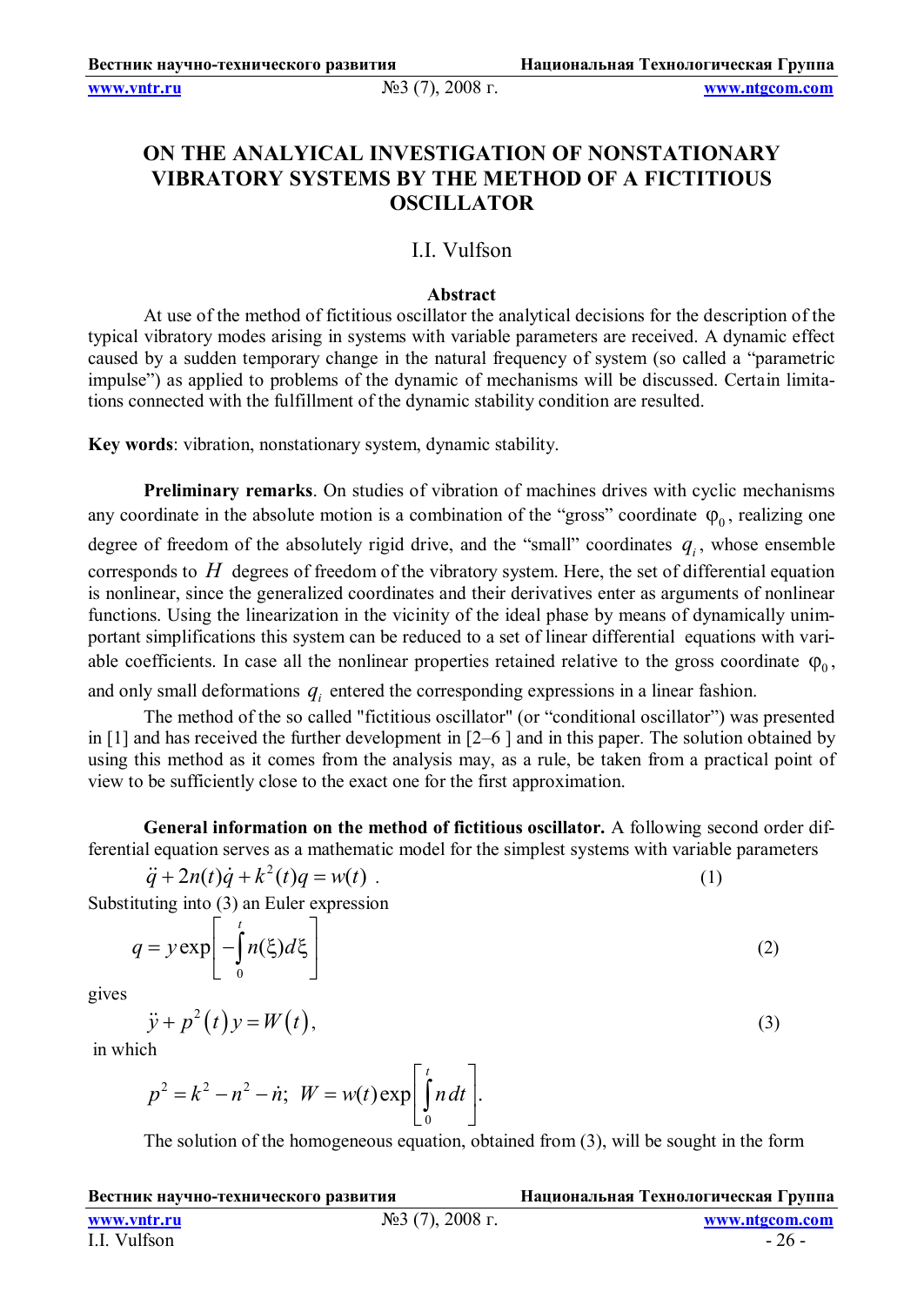# ON THE ANALYICAL INVESTIGATION OF NONSTATIONARY VIBRATORY SYSTEMS BY THE METHOD OF A FICTITIOUS OSCILLATOR

I.I. Vulfson

**Abstract**

At use of the method of fictitious oscillator the analytical decisions for the description of the typical vibratory modes arising in systems with variable parameters are received. A dynamic effect caused by a sudden temporary change in the natural frequency of system (so called a "parametric impulse") as applied to problems of the dynamic of mechanisms will be discussed. Certain limitations connected with the fulfillment of the dynamic stability condition are resulted.

**Key words**: vibration, nonstationary system, dynamic stability.

**Preliminary remarks**. On studies of vibration of machines drives with cyclic mechanisms any coordinate in the absolute motion is a combination of the "gross" coordinate $\varphi_0$, realizing one degree of freedom of the absolutely rigid drive, and the "small" coordinates $q_i$, whose ensemble corresponds to $H$ degrees of freedom of the vibratory system. Here, the set of differential equation is nonlinear, since the generalized coordinates and their derivatives enter as arguments of nonlinear functions. Using the linearization in the vicinity of the ideal phase by means of dynamically unimportant simplifications this system can be reduced to a set of linear differential equations with variable coefficients. In case all the nonlinear properties retained relative to the gross coordinate $\varphi_0$, and only small deformations $q_i$ entered the corresponding expressions in a linear fashion.

The method of the so called "fictitious oscillator" (or "conditional oscillator") was presented in [1] and has received the further development in [2–6 ] and in this paper. The solution obtained by using this method as it comes from the analysis may, as a rule, be taken from a practical point of view to be sufficiently close to the exact one for the first approximation.

**General information on the method of fictitious oscillator.** A following second order differential equation serves as a mathematic model for the simplest systems with variable parameters

$$\ddot{q} + 2n(t)\dot{q} + k^2(t)q = w(t) \ . \tag{1}$$

Substituting into (3) an Euler expression

$$q = y\exp\left[-\int_0^t n(\xi)d\xi\right] \tag{2}$$

gives

$$\ddot{y} + p^2(t)y = W(t), \tag{3}$$

in which

$$p^2 = k^2 - n^2 - \dot{n};\ \ W = w(t)\exp\left[\int_0^t n\,dt\right].$$

The solution of the homogeneous equation, obtained from (3), will be sought in the form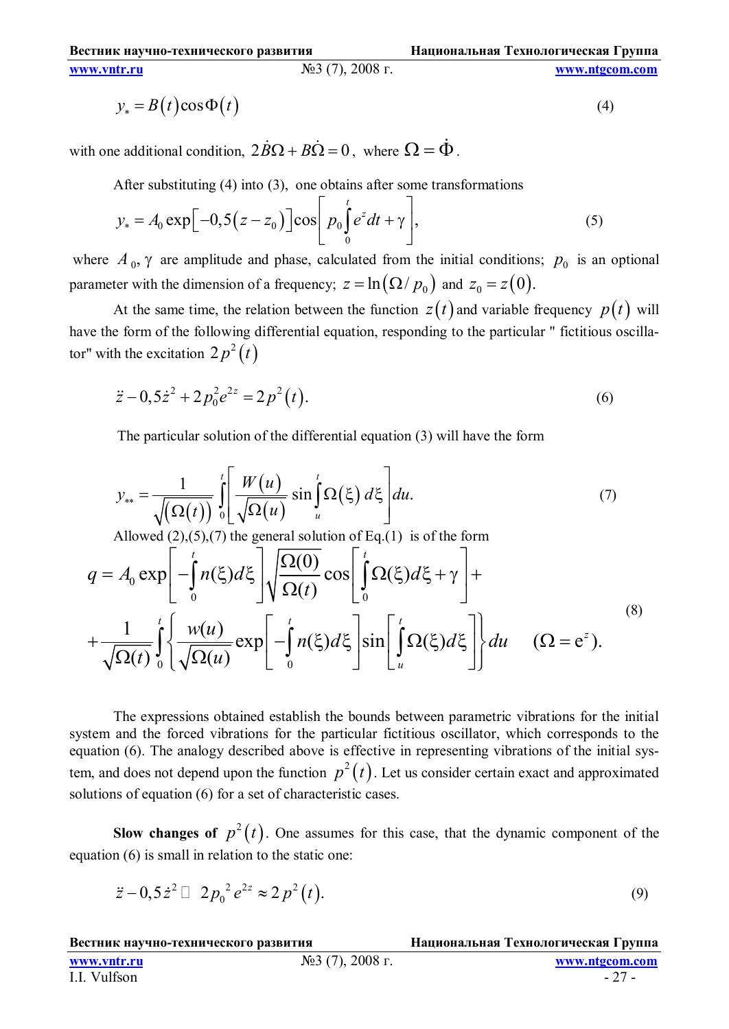$$y_* = B(t)\cos\Phi(t) \tag{4}$$

with one additional condition, $2\dot{B}\Omega + B\dot{\Omega} = 0$, where $\Omega = \dot{\Phi}$.

After substituting (4) into (3), one obtains after some transformations

$$y_* = A_0 \exp\left[-0{,}5\left(z - z_0\right)\right]\cos\left[p_0 \int_0^t e^z dt + \gamma\right], \tag{5}$$

where $A_0, \gamma$ are amplitude and phase, calculated from the initial conditions; $p_0$ is an optional parameter with the dimension of a frequency; $z = \ln(\Omega / p_0)$ and $z_0 = z(0)$.

At the same time, the relation between the function $z(t)$ and variable frequency $p(t)$ will have the form of the following differential equation, responding to the particular " fictitious oscillator" with the excitation $2p^2(t)$

$$\ddot{z} - 0{,}5\dot{z}^2 + 2p_0^2 e^{2z} = 2p^2(t). \tag{6}$$

The particular solution of the differential equation (3) will have the form

$$y_{**} = \frac{1}{\sqrt{(\Omega(t))}} \int_0^t \left[\frac{W(u)}{\sqrt{\Omega(u)}} \sin\int_u^t \Omega(\xi)\, d\xi\right] du. \tag{7}$$

Allowed (2),(5),(7) the general solution of Eq.(1) is of the form

$$q = A_0 \exp\left[-\int_0^t n(\xi)d\xi\right]\sqrt{\frac{\Omega(0)}{\Omega(t)}}\cos\left[\int_0^t \Omega(\xi)d\xi + \gamma\right] + \\ + \frac{1}{\sqrt{\Omega(t)}}\int_0^t \left\{\frac{w(u)}{\sqrt{\Omega(u)}}\exp\left[-\int_0^t n(\xi)d\xi\right]\sin\left[\int_u^t \Omega(\xi)d\xi\right]\right\}du \qquad (\Omega = e^z). \tag{8}$$

The expressions obtained establish the bounds between parametric vibrations for the initial system and the forced vibrations for the particular fictitious oscillator, which corresponds to the equation (6). The analogy described above is effective in representing vibrations of the initial system, and does not depend upon the function $p^2(t)$. Let us consider certain exact and approximated solutions of equation (6) for a set of characteristic cases.

**Slow changes of $p^2(t)$.** One assumes for this case, that the dynamic component of the equation (6) is small in relation to the static one:

$$\ddot{z} - 0{,}5\dot{z}^2 \ll 2p_0^2 e^{2z} \approx 2p^2(t). \tag{9}$$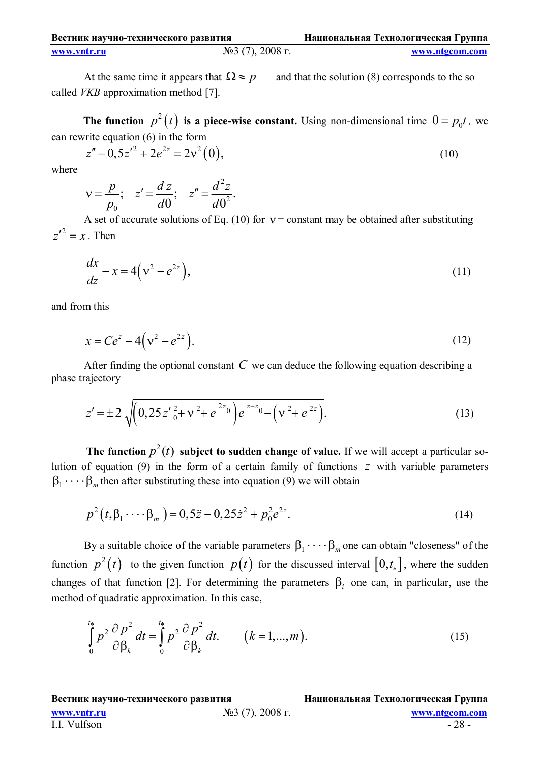At the same time it appears that $\Omega \approx p$ and that the solution (8) corresponds to the so called *VKB* approximation method [7].

**The function $p^2(t)$ is a piece-wise constant.** Using non-dimensional time $\theta = p_0 t$, we can rewrite equation (6) in the form

$$z'' - 0{,}5z'^2 + 2e^{2z} = 2\nu^2(\theta), \tag{10}$$

where

$$\nu = \frac{p}{p_0}; \quad z' = \frac{dz}{d\theta}; \quad z'' = \frac{d^2 z}{d\theta^2}.$$

A set of accurate solutions of Eq. (10) for $\nu =$ constant may be obtained after substituting $z'^2 = x$. Then

$$\frac{dx}{dz} - x = 4\left(\nu^2 - e^{2z}\right), \tag{11}$$

and from this

$$x = Ce^z - 4\left(\nu^2 - e^{2z}\right). \tag{12}$$

After finding the optional constant $C$ we can deduce the following equation describing a phase trajectory

$$z' = \pm 2\sqrt{\left(0{,}25z_0'^2 + \nu^2 + e^{2z_0}\right)e^{z-z_0} - \left(\nu^2 + e^{2z}\right)}. \tag{13}$$

**The function $p^2(t)$ subject to sudden change of value.** If we will accept a particular solution of equation (9) in the form of a certain family of functions $z$ with variable parameters $\beta_1 \cdots \beta_m$ then after substituting these into equation (9) we will obtain

$$p^2(t, \beta_1 \cdots \beta_m) = 0{,}5\ddot{z} - 0{,}25\dot{z}^2 + p_0^2 e^{2z}. \tag{14}$$

By a suitable choice of the variable parameters $\beta_1 \cdots \beta_m$ one can obtain "closeness" of the function $p^2(t)$ to the given function $p(t)$ for the discussed interval $[0, t_*]$, where the sudden changes of that function [2]. For determining the parameters $\beta_i$ one can, in particular, use the method of quadratic approximation. In this case,

$$\int_0^{t_*} p^2 \frac{\partial p^2}{\partial \beta_k} dt = \int_0^{t_*} p^2 \frac{\partial p^2}{\partial \beta_k} dt. \qquad (k = 1, ..., m). \tag{15}$$

I.I. Vulfson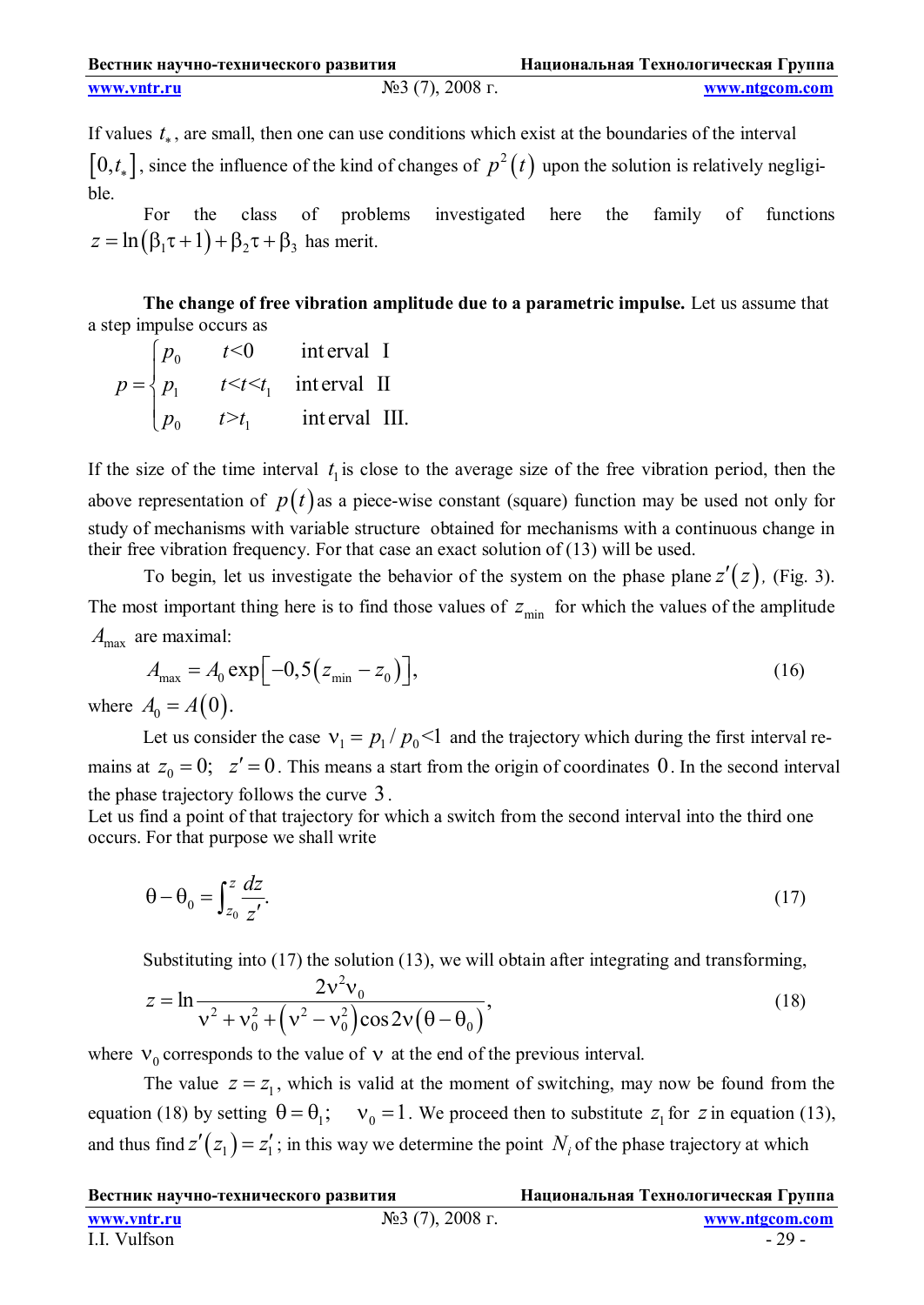If values $t_*$, are small, then one can use conditions which exist at the boundaries of the interval $[0, t_*]$, since the influence of the kind of changes of $p^2(t)$ upon the solution is relatively negligible.

For the class of problems investigated here the family of functions $z = \ln(\beta_1\tau + 1) + \beta_2\tau + \beta_3$ has merit.

**The change of free vibration amplitude due to a parametric impulse.** Let us assume that a step impulse occurs as

$$p = \begin{cases} p_0 & t<0 \quad \text{interval I} \\ p_1 & t<t<t_1 \quad \text{interval II} \\ p_0 & t>t_1 \quad \text{interval III.} \end{cases}$$

If the size of the time interval $t_1$ is close to the average size of the free vibration period, then the above representation of $p(t)$ as a piece-wise constant (square) function may be used not only for study of mechanisms with variable structure obtained for mechanisms with a continuous change in their free vibration frequency. For that case an exact solution of (13) will be used.

To begin, let us investigate the behavior of the system on the phase plane $z'(z)$, (Fig. 3). The most important thing here is to find those values of $z_{\min}$ for which the values of the amplitude $A_{\max}$ are maximal:

$$A_{\max} = A_0 \exp\left[-0{,}5\left(z_{\min} - z_0\right)\right], \tag{16}$$

where $A_0 = A(0)$.

Let us consider the case $\nu_1 = p_1 / p_0 < 1$ and the trajectory which during the first interval remains at $z_0 = 0; \quad z' = 0$. This means a start from the origin of coordinates $0$. In the second interval the phase trajectory follows the curve $3$.

Let us find a point of that trajectory for which a switch from the second interval into the third one occurs. For that purpose we shall write

$$\theta - \theta_0 = \int_{z_0}^{z} \frac{dz}{z'}. \tag{17}$$

Substituting into (17) the solution (13), we will obtain after integrating and transforming,

$$z = \ln \frac{2\nu^2\nu_0}{\nu^2 + \nu_0^2 + \left(\nu^2 - \nu_0^2\right)\cos 2\nu\left(\theta - \theta_0\right)}, \tag{18}$$

where $\nu_0$ corresponds to the value of $\nu$ at the end of the previous interval.

The value $z = z_1$, which is valid at the moment of switching, may now be found from the equation (18) by setting $\theta = \theta_1; \quad \nu_0 = 1$. We proceed then to substitute $z_1$ for $z$ in equation (13), and thus find $z'(z_1) = z_1'$; in this way we determine the point $N_i$ of the phase trajectory at which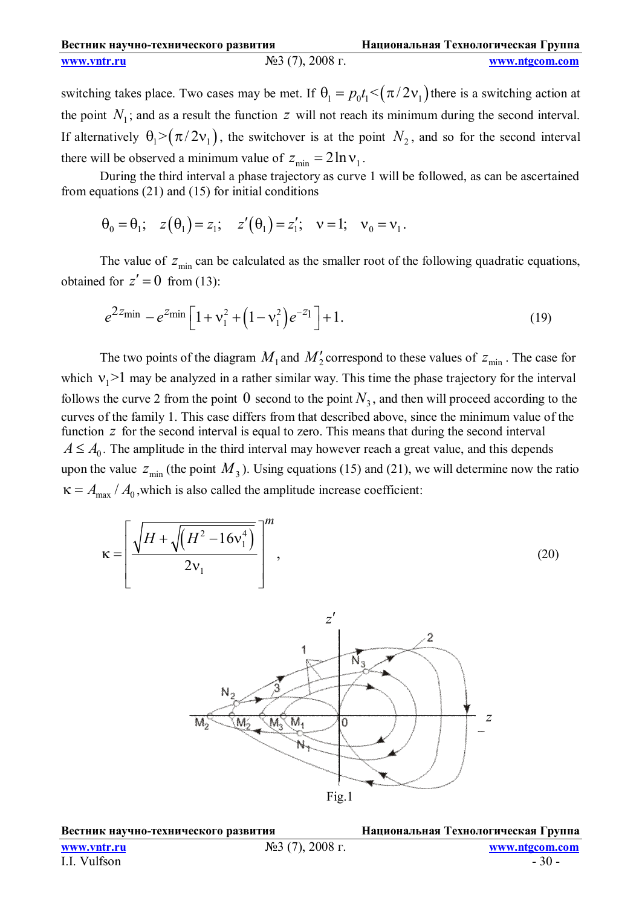switching takes place. Two cases may be met. If $\theta_1 = p_0 t_1 < (\pi/2\nu_1)$ there is a switching action at the point $N_1$; and as a result the function $z$ will not reach its minimum during the second interval. If alternatively $\theta_1 > (\pi/2\nu_1)$, the switchover is at the point $N_2$, and so for the second interval there will be observed a minimum value of $z_{\min} = 2\ln \nu_1$.

During the third interval a phase trajectory as curve 1 will be followed, as can be ascertained from equations (21) and (15) for initial conditions

$$\theta_0 = \theta_1; \quad z(\theta_1) = z_1; \quad z'(\theta_1) = z_1'; \quad \nu = 1; \quad \nu_0 = \nu_1.$$

The value of $z_{\min}$ can be calculated as the smaller root of the following quadratic equations, obtained for $z' = 0$ from (13):

$$e^{2z_{\min}} - e^{z_{\min}} \left[ 1 + \nu_1^2 + \left(1 - \nu_1^2\right) e^{-z_1} \right] + 1. \tag{19}$$

The two points of the diagram $M_1$ and $M_2'$ correspond to these values of $z_{\min}$. The case for which $\nu_1 > 1$ may be analyzed in a rather similar way. This time the phase trajectory for the interval follows the curve 2 from the point $0$ second to the point $N_3$, and then will proceed according to the curves of the family 1. This case differs from that described above, since the minimum value of the function $z$ for the second interval is equal to zero. This means that during the second interval $A \le A_0$. The amplitude in the third interval may however reach a great value, and this depends upon the value $z_{\min}$ (the point $M_3$). Using equations (15) and (21), we will determine now the ratio $\kappa = A_{\max} / A_0$, which is also called the amplitude increase coefficient:

$$\kappa = \left[ \frac{\sqrt{H + \sqrt{\left(H^2 - 16\nu_1^4\right)}}}{2\nu_1} \right]^m, \tag{20}$$

Fig.1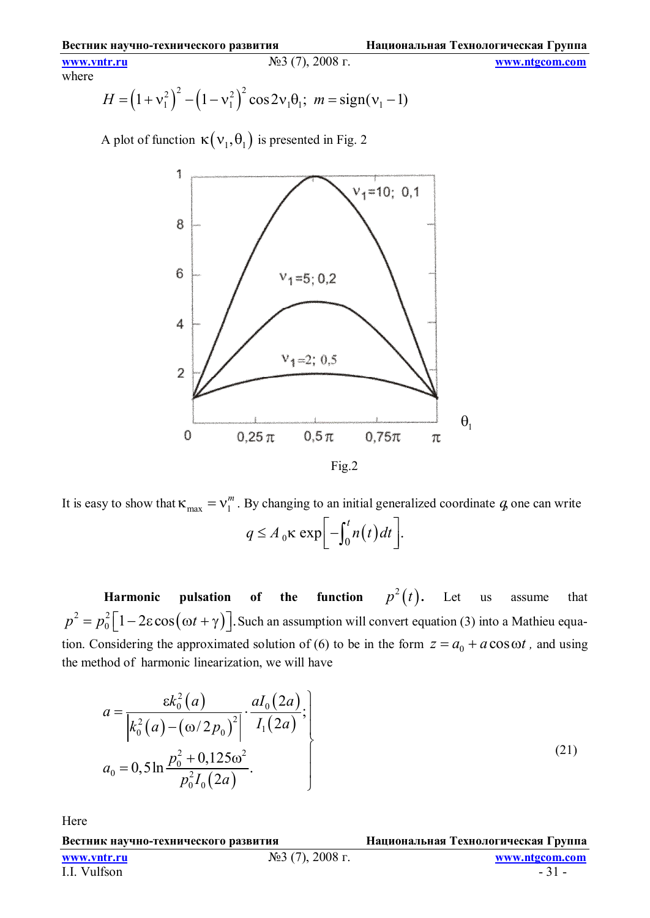where

$$H = \left(1+\nu_1^2\right)^2 - \left(1-\nu_1^2\right)^2 \cos 2\nu_1\theta_1; \; m = \mathrm{sign}(\nu_1 - 1)$$

A plot of function $\kappa\left(\nu_1, \theta_1\right)$ is presented in Fig. 2

Fig.2

It is easy to show that $\kappa_{\max} = \nu_1^m$. By changing to an initial generalized coordinate $q$, one can write

$$q \le A_0 \kappa \exp\left[-\int_0^t n(t)\,dt\right].$$

**Harmonic pulsation of the function $p^2(t)$.** Let us assume that $p^2 = p_0^2\left[1 - 2\varepsilon\cos\left(\omega t + \gamma\right)\right]$. Such an assumption will convert equation (3) into a Mathieu equation. Considering the approximated solution of (6) to be in the form $z = a_0 + a\cos\omega t$, and using the method of harmonic linearization, we will have

$$\left.\begin{aligned} a &= \frac{\varepsilon k_0^2(a)}{\left|k_0^2(a) - \left(\omega/2p_0\right)^2\right|} \cdot \frac{aI_0(2a)}{I_1(2a)}; \\ a_0 &= 0{,}5\ln\frac{p_0^2 + 0{,}125\omega^2}{p_0^2 I_0(2a)}. \end{aligned}\right\} \qquad (21)$$

Here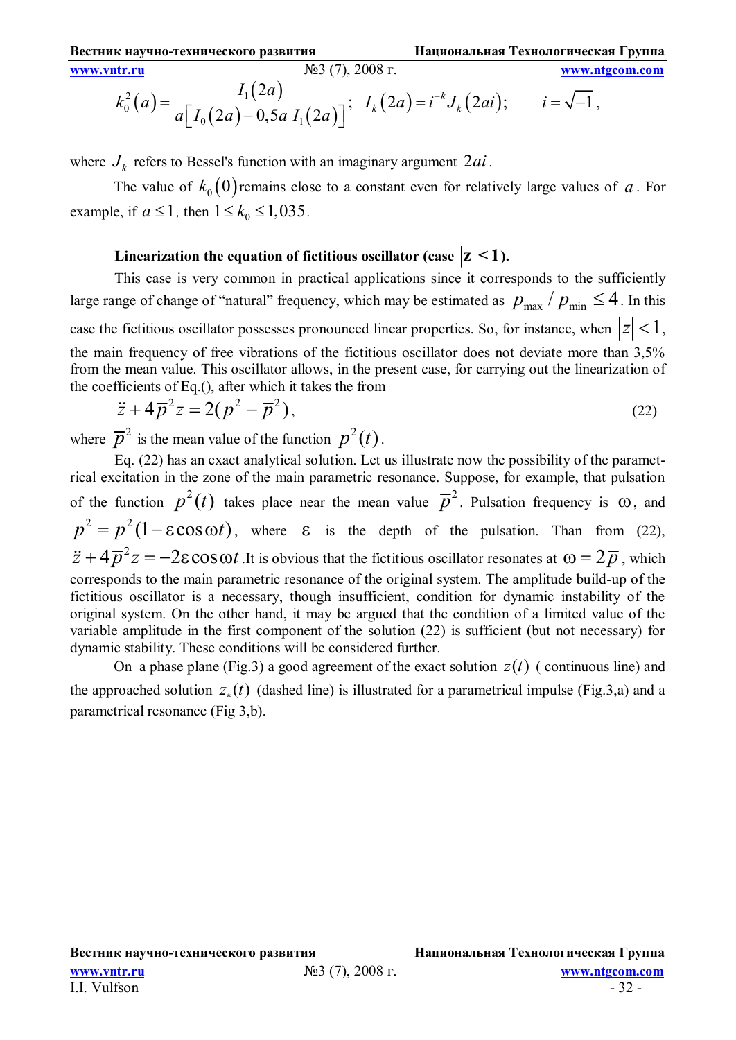$$k_0^2(a) = \frac{I_1(2a)}{a\left[I_0(2a) - 0{,}5a\, I_1(2a)\right]};\quad I_k(2a) = i^{-k} J_k(2ai);\qquad i = \sqrt{-1}\,,$$

where $J_k$ refers to Bessel's function with an imaginary argument $2ai$.

The value of $k_0(0)$ remains close to a constant even for relatively large values of $a$. For example, if $a \le 1$, then $1 \le k_0 \le 1{,}035$.

### Linearization the equation of fictitious oscillator (case $|z| < 1$).

This case is very common in practical applications since it corresponds to the sufficiently large range of change of "natural" frequency, which may be estimated as $p_{\max} / p_{\min} \le 4$. In this case the fictitious oscillator possesses pronounced linear properties. So, for instance, when $|z| < 1$, the main frequency of free vibrations of the fictitious oscillator does not deviate more than 3,5% from the mean value. This oscillator allows, in the present case, for carrying out the linearization of the coefficients of Eq.(), after which it takes the from

$$\ddot{z} + 4\overline{p}^2 z = 2(p^2 - \overline{p}^2)\,, \tag{22}$$

where $\overline{p}^2$ is the mean value of the function $p^2(t)$.

Eq. (22) has an exact analytical solution. Let us illustrate now the possibility of the parametrical excitation in the zone of the main parametric resonance. Suppose, for example, that pulsation of the function $p^2(t)$ takes place near the mean value $\overline{p}^2$. Pulsation frequency is $\omega$, and $p^2 = \overline{p}^2(1 - \varepsilon\cos\omega t)$, where $\varepsilon$ is the depth of the pulsation. Than from (22), $\ddot{z} + 4\overline{p}^2 z = -2\varepsilon\cos\omega t$ .It is obvious that the fictitious oscillator resonates at $\omega = 2\overline{p}$, which corresponds to the main parametric resonance of the original system. The amplitude build-up of the fictitious oscillator is a necessary, though insufficient, condition for dynamic instability of the original system. On the other hand, it may be argued that the condition of a limited value of the variable amplitude in the first component of the solution (22) is sufficient (but not necessary) for dynamic stability. These conditions will be considered further.

On a phase plane (Fig.3) a good agreement of the exact solution $z(t)$ ( continuous line) and the approached solution $z_*(t)$ (dashed line) is illustrated for a parametrical impulse (Fig.3,a) and a parametrical resonance (Fig 3,b).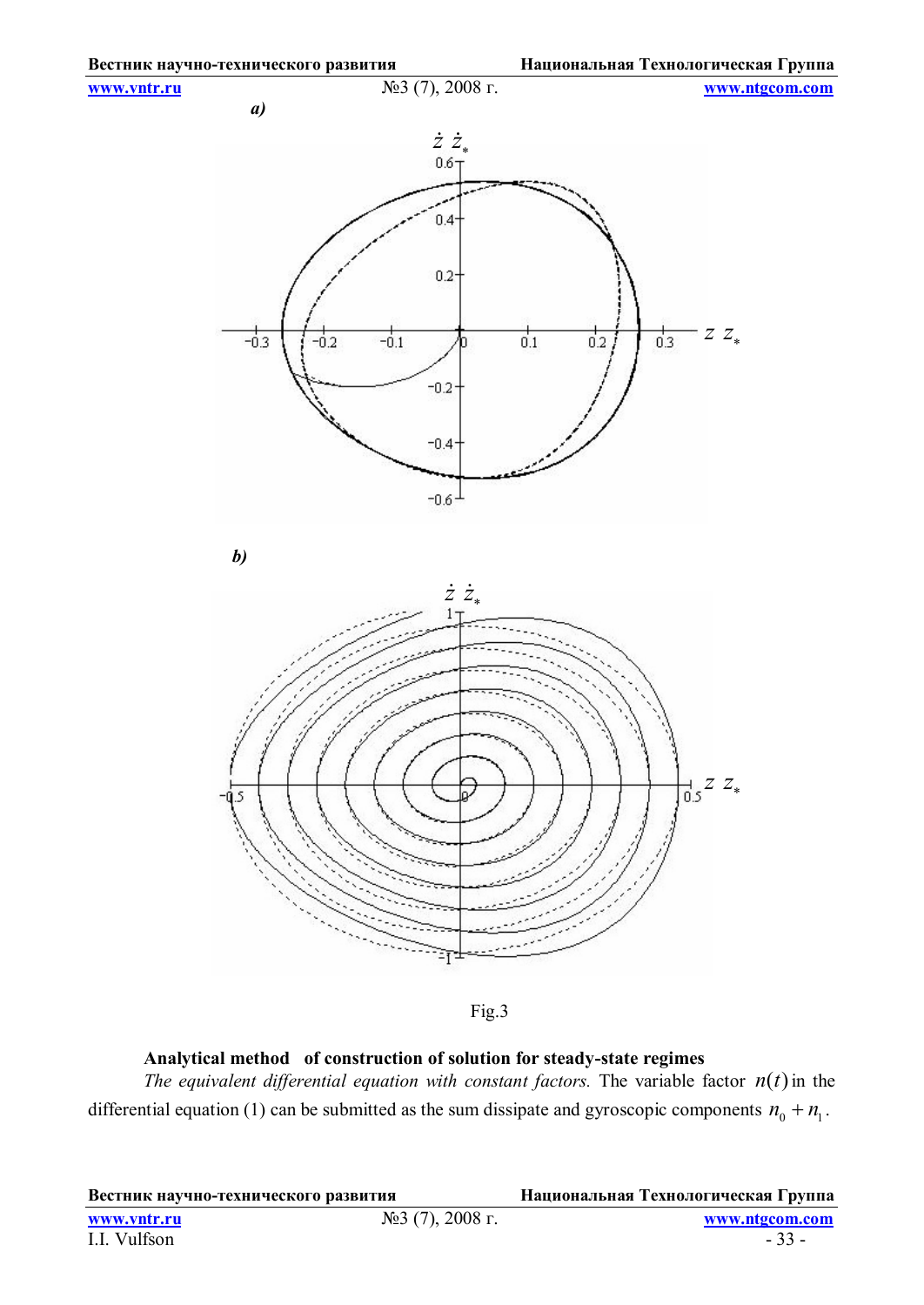*a)*

*b)*

Fig.3

**Analytical method of construction of solution for steady-state regimes**

*The equivalent differential equation with constant factors.* The variable factor $n(t)$ in the differential equation (1) can be submitted as the sum dissipate and gyroscopic components $n_0 + n_1$.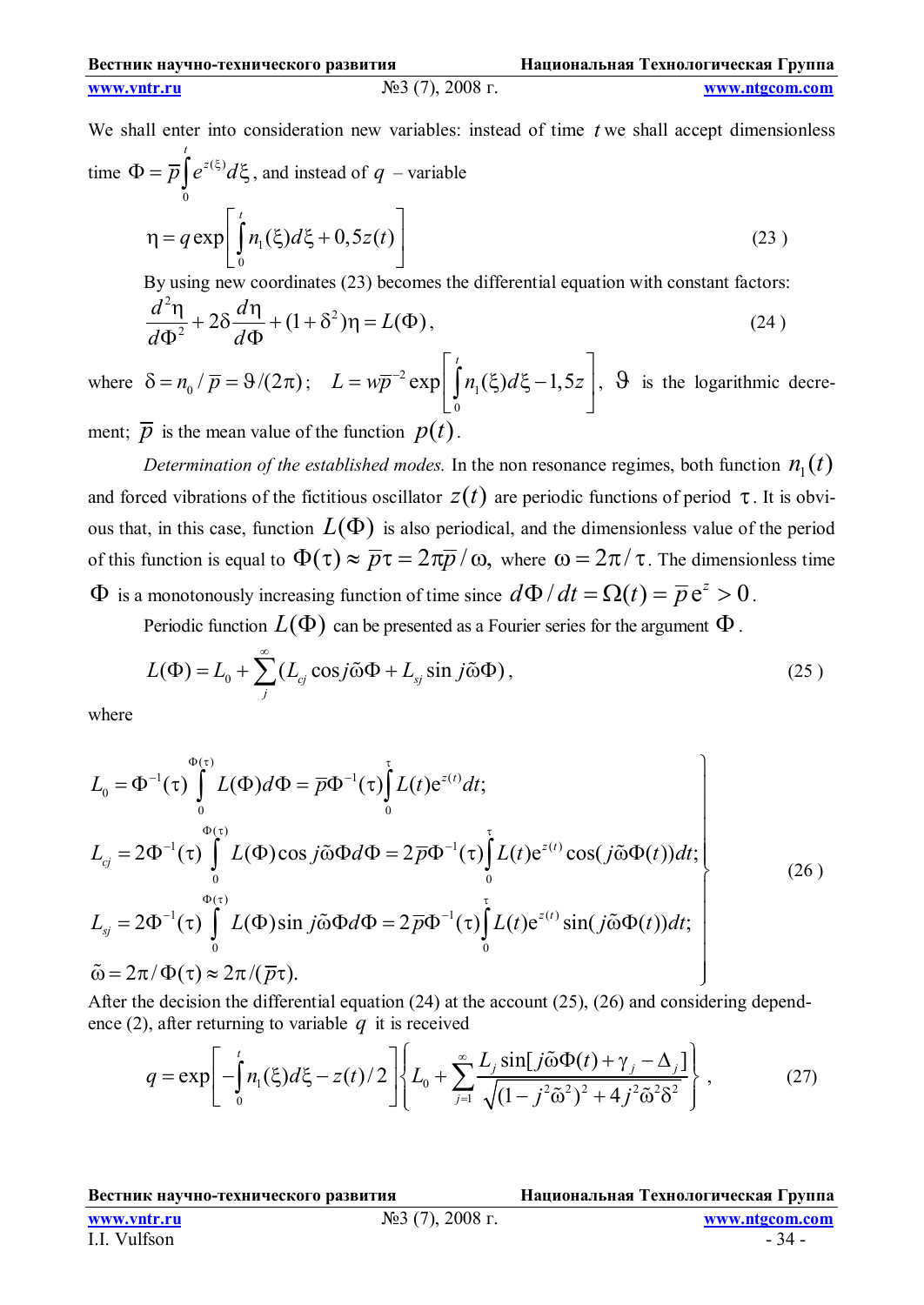We shall enter into consideration new variables: instead of time $t$ we shall accept dimensionless time $\Phi = \overline{p}\int_0^t e^{z(\xi)}d\xi$, and instead of $q$ – variable

$$\eta = q\exp\left[\int_0^t n_1(\xi)d\xi + 0,5z(t)\right] \tag{23}$$

By using new coordinates (23) becomes the differential equation with constant factors:

$$\frac{d^2\eta}{d\Phi^2} + 2\delta\frac{d\eta}{d\Phi} + (1+\delta^2)\eta = L(\Phi), \tag{24}$$

where $\delta = n_0/\overline{p} = \vartheta/(2\pi)$; $L = w\overline{p}^{-2}\exp\left[\int_0^t n_1(\xi)d\xi - 1,5z\right]$, $\vartheta$ is the logarithmic decrement; $\overline{p}$ is the mean value of the function $p(t)$.

*Determination of the established modes.* In the non resonance regimes, both function $n_1(t)$ and forced vibrations of the fictitious oscillator $z(t)$ are periodic functions of period $\tau$. It is obvious that, in this case, function $L(\Phi)$ is also periodical, and the dimensionless value of the period of this function is equal to $\Phi(\tau) \approx \overline{p}\tau = 2\pi\overline{p}/\omega$, where $\omega = 2\pi/\tau$. The dimensionless time $\Phi$ is a monotonously increasing function of time since $d\Phi/dt = \Omega(t) = \overline{p}\,\mathrm{e}^{z} > 0$.

Periodic function $L(\Phi)$ can be presented as a Fourier series for the argument $\Phi$.

$$L(\Phi) = L_0 + \sum_j^{\infty}(L_{cj}\cos j\tilde{\omega}\Phi + L_{sj}\sin j\tilde{\omega}\Phi), \tag{25}$$

where

$$\left.\begin{aligned}
&L_0 = \Phi^{-1}(\tau)\int_0^{\Phi(\tau)} L(\Phi)d\Phi = \overline{p}\Phi^{-1}(\tau)\int_0^{\tau} L(t)\mathrm{e}^{z(t)}dt;\\
&L_{cj} = 2\Phi^{-1}(\tau)\int_0^{\Phi(\tau)} L(\Phi)\cos j\tilde{\omega}\Phi d\Phi = 2\overline{p}\Phi^{-1}(\tau)\int_0^{\tau} L(t)\mathrm{e}^{z(t)}\cos(j\tilde{\omega}\Phi(t))dt;\\
&L_{sj} = 2\Phi^{-1}(\tau)\int_0^{\Phi(\tau)} L(\Phi)\sin j\tilde{\omega}\Phi d\Phi = 2\overline{p}\Phi^{-1}(\tau)\int_0^{\tau} L(t)\mathrm{e}^{z(t)}\sin(j\tilde{\omega}\Phi(t))dt;\\
&\tilde{\omega} = 2\pi/\Phi(\tau) \approx 2\pi/(\overline{p}\tau).
\end{aligned}\right\} \tag{26}$$

After the decision the differential equation (24) at the account (25), (26) and considering dependence (2), after returning to variable $q$ it is received

$$q = \exp\left[-\int_0^t n_1(\xi)d\xi - z(t)/2\right]\left\{L_0 + \sum_{j=1}^{\infty}\frac{L_j\sin[j\tilde{\omega}\Phi(t) + \gamma_j - \Delta_j]}{\sqrt{(1-j^2\tilde{\omega}^2)^2 + 4j^2\tilde{\omega}^2\delta^2}}\right\}, \tag{27}$$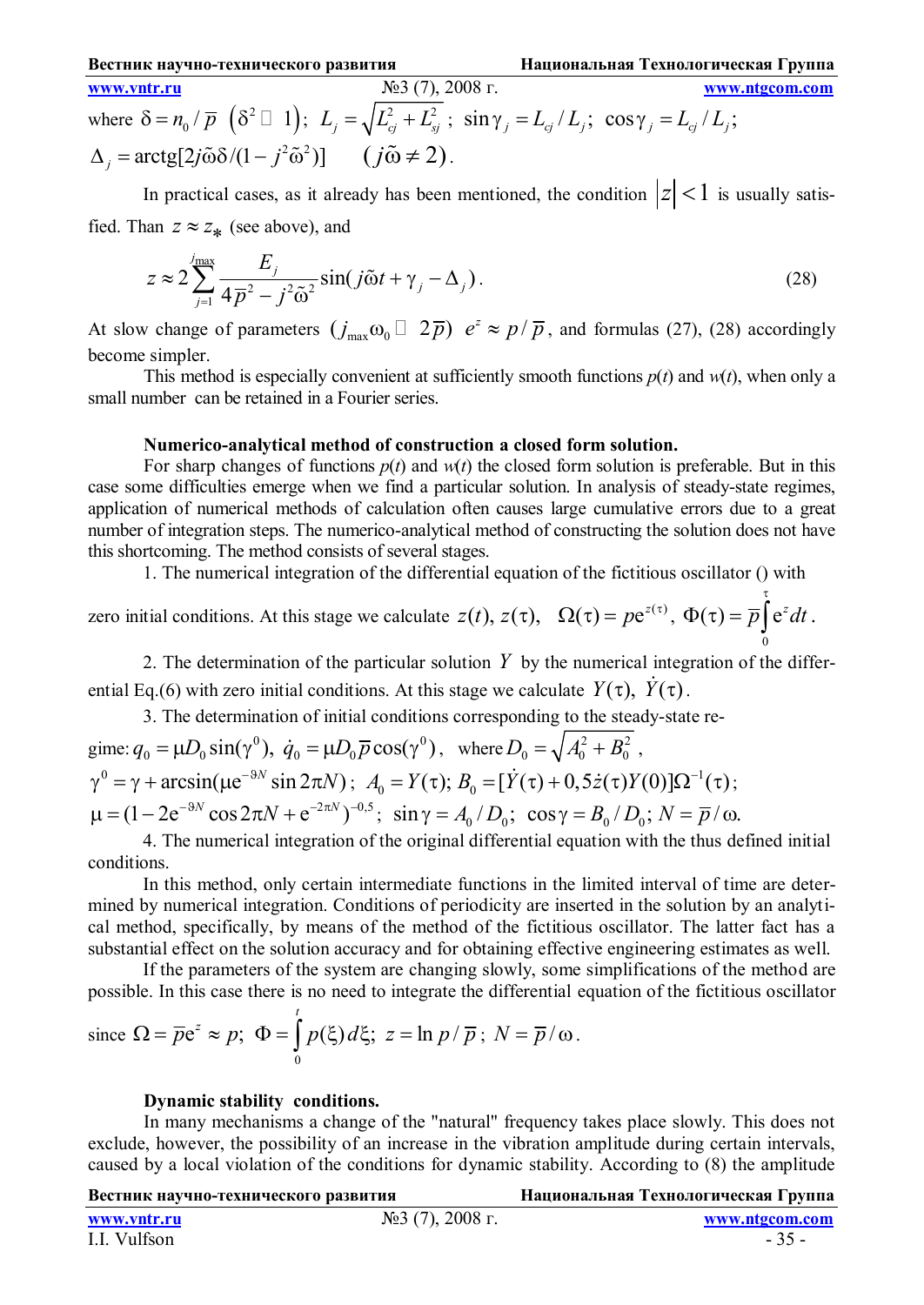where $\delta = n_0 / \bar{p}$ $\left(\delta^2 \ll 1\right)$; $L_j = \sqrt{L_{cj}^2 + L_{sj}^2}$; $\sin\gamma_j = L_{cj} / L_j$; $\cos\gamma_j = L_{cj} / L_j$;

$\Delta_j = \mathrm{arctg}[2j\tilde{\omega}\delta / (1 - j^2\tilde{\omega}^2)]$ $\quad (j\tilde{\omega} \neq 2)$.

In practical cases, as it already has been mentioned, the condition $|z| < 1$ is usually satisfied. Than $z \approx z_*$ (see above), and

$$z \approx 2\sum_{j=1}^{j_{\max}} \frac{E_j}{4\bar{p}^2 - j^2\tilde{\omega}^2} \sin(j\tilde{\omega}t + \gamma_j - \Delta_j). \tag{28}$$

At slow change of parameters $(j_{\max}\omega_0 \ll 2\bar{p})$ $e^z \approx p/\bar{p}$, and formulas (27), (28) accordingly become simpler.

This method is especially convenient at sufficiently smooth functions $p(t)$ and $w(t)$, when only a small number can be retained in a Fourier series.

**Numerico-analytical method of construction a closed form solution.**

For sharp changes of functions $p(t)$ and $w(t)$ the closed form solution is preferable. But in this case some difficulties emerge when we find a particular solution. In analysis of steady-state regimes, application of numerical methods of calculation often causes large cumulative errors due to a great number of integration steps. The numerico-analytical method of constructing the solution does not have this shortcoming. The method consists of several stages.

1. The numerical integration of the differential equation of the fictitious oscillator () with zero initial conditions. At this stage we calculate $z(t)$, $z(\tau)$, $\Omega(\tau) = p\mathrm{e}^{z(\tau)}$, $\Phi(\tau) = \bar{p}\int_0^{\tau} \mathrm{e}^z dt$.

2. The determination of the particular solution $Y$ by the numerical integration of the differential Eq.(6) with zero initial conditions. At this stage we calculate $Y(\tau)$, $\dot{Y}(\tau)$.

3. The determination of initial conditions corresponding to the steady-state regime: $q_0 = \mu D_0 \sin(\gamma^0)$, $\dot{q}_0 = \mu D_0 \bar{p}\cos(\gamma^0)$, where $D_0 = \sqrt{A_0^2 + B_0^2}$,

$\gamma^0 = \gamma + \arcsin(\mu \mathrm{e}^{-9N} \sin 2\pi N)$; $A_0 = Y(\tau)$; $B_0 = [\dot{Y}(\tau) + 0{,}5\dot{z}(\tau)Y(0)]\Omega^{-1}(\tau)$;

$\mu = (1 - 2\mathrm{e}^{-9N}\cos 2\pi N + \mathrm{e}^{-2\pi N})^{-0{,}5}$; $\sin\gamma = A_0 / D_0$; $\cos\gamma = B_0 / D_0$; $N = \bar{p}/\omega$.

4. The numerical integration of the original differential equation with the thus defined initial conditions.

In this method, only certain intermediate functions in the limited interval of time are determined by numerical integration. Conditions of periodicity are inserted in the solution by an analytical method, specifically, by means of the method of the fictitious oscillator. The latter fact has a substantial effect on the solution accuracy and for obtaining effective engineering estimates as well.

If the parameters of the system are changing slowly, some simplifications of the method are possible. In this case there is no need to integrate the differential equation of the fictitious oscillator since $\Omega = \bar{p}\mathrm{e}^z \approx p$; $\Phi = \int_0^t p(\xi)\, d\xi$; $z = \ln p/\bar{p}$; $N = \bar{p}/\omega$.

**Dynamic stability conditions.**

In many mechanisms a change of the "natural" frequency takes place slowly. This does not exclude, however, the possibility of an increase in the vibration amplitude during certain intervals, caused by a local violation of the conditions for dynamic stability. According to (8) the amplitude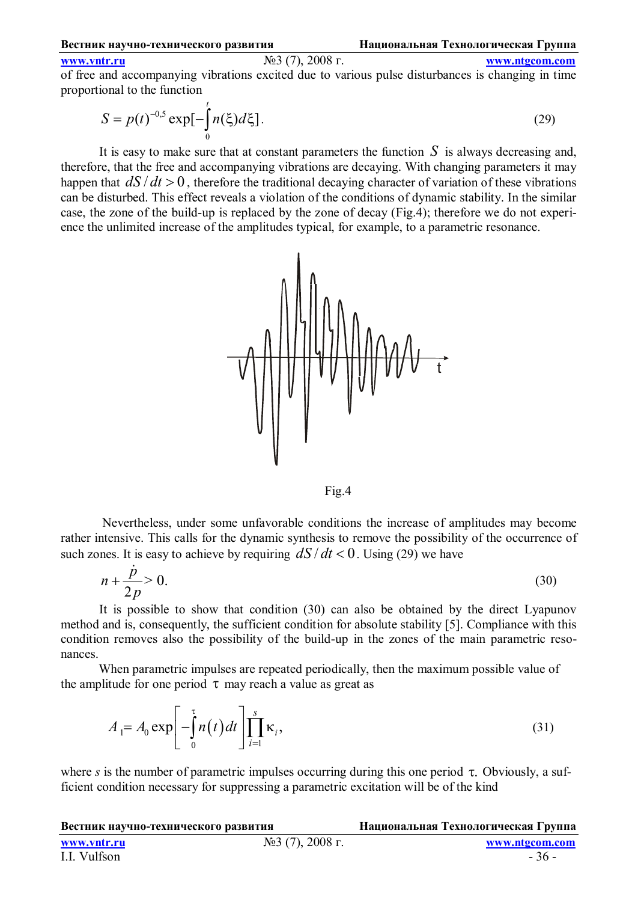of free and accompanying vibrations excited due to various pulse disturbances is changing in time proportional to the function

$$S = p(t)^{-0,5} \exp[-\int_0^t n(\xi) d\xi]. \tag{29}$$

It is easy to make sure that at constant parameters the function $S$ is always decreasing and, therefore, that the free and accompanying vibrations are decaying. With changing parameters it may happen that $dS/dt > 0$, therefore the traditional decaying character of variation of these vibrations can be disturbed. This effect reveals a violation of the conditions of dynamic stability. In the similar case, the zone of the build-up is replaced by the zone of decay (Fig.4); therefore we do not experience the unlimited increase of the amplitudes typical, for example, to a parametric resonance.

Fig.4

Nevertheless, under some unfavorable conditions the increase of amplitudes may become rather intensive. This calls for the dynamic synthesis to remove the possibility of the occurrence of such zones. It is easy to achieve by requiring $dS/dt < 0$. Using (29) we have

$$n + \frac{\dot{p}}{2p} > 0. \tag{30}$$

It is possible to show that condition (30) can also be obtained by the direct Lyapunov method and is, consequently, the sufficient condition for absolute stability [5]. Compliance with this condition removes also the possibility of the build-up in the zones of the main parametric resonances.

When parametric impulses are repeated periodically, then the maximum possible value of the amplitude for one period $\tau$ may reach a value as great as

$$A_1 = A_0 \exp\left[-\int_0^\tau n(t)\,dt\right] \prod_{i=1}^{s} \kappa_i, \tag{31}$$

where $s$ is the number of parametric impulses occurring during this one period $\tau$. Obviously, a sufficient condition necessary for suppressing a parametric excitation will be of the kind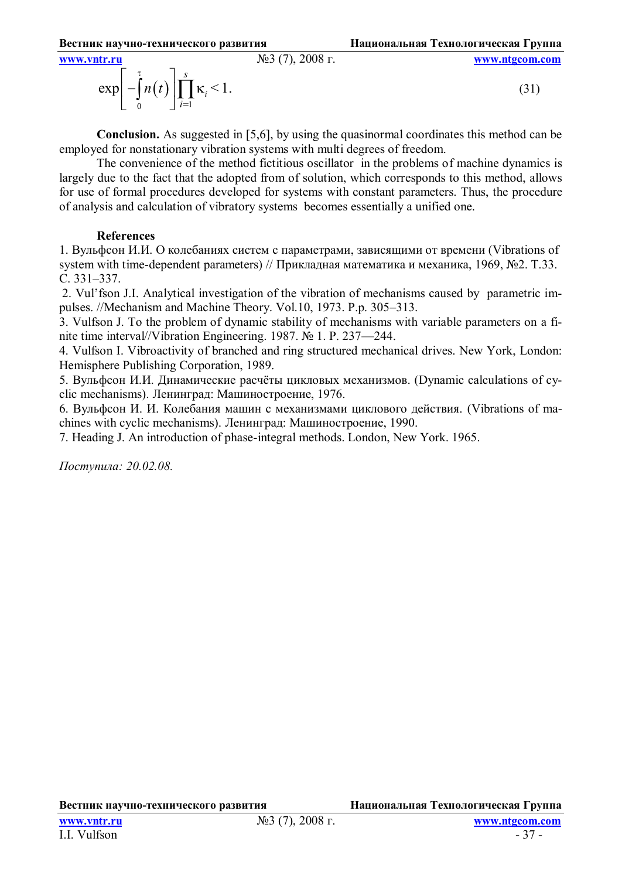$$\exp\left[-\int_0^{\tau} n(t)\right]\prod_{i=1}^{s}\kappa_i < 1. \tag{31}$$

**Conclusion.** As suggested in [5,6], by using the quasinormal coordinates this method can be employed for nonstationary vibration systems with multi degrees of freedom.

The convenience of the method fictitious oscillator in the problems of machine dynamics is largely due to the fact that the adopted from of solution, which corresponds to this method, allows for use of formal procedures developed for systems with constant parameters. Thus, the procedure of analysis and calculation of vibratory systems becomes essentially a unified one.

**References**

1. Вульфсон И.И. О колебаниях систем с параметрами, зависящими от времени (Vibrations of system with time-dependent parameters) // Прикладная математика и механика, 1969, №2. Т.33. С. 331–337.
2. Vul'fson J.I. Analytical investigation of the vibration of mechanisms caused by parametric impulses. //Mechanism and Machine Theory. Vol.10, 1973. P.p. 305–313.
3. Vulfson J. To the problem of dynamic stability of mechanisms with variable parameters on a finite time interval//Vibration Engineering. 1987. № 1. P. 237—244.
4. Vulfson I. Vibroactivity of branched and ring structured mechanical drives. New York, London: Hemisphere Publishing Corporation, 1989.
5. Вульфсон И.И. Динамические расчёты цикловых механизмов. (Dynamic calculations of cyclic mechanisms). Ленинград: Машиностроение, 1976.
6. Вульфсон И. И. Колебания машин с механизмами циклового действия. (Vibrations of machines with cyclic mechanisms). Ленинград: Машиностроение, 1990.
7. Heading J. An introduction of phase-integral methods. London, New York. 1965.

*Поступила: 20.02.08.*

I.I. Vulfson